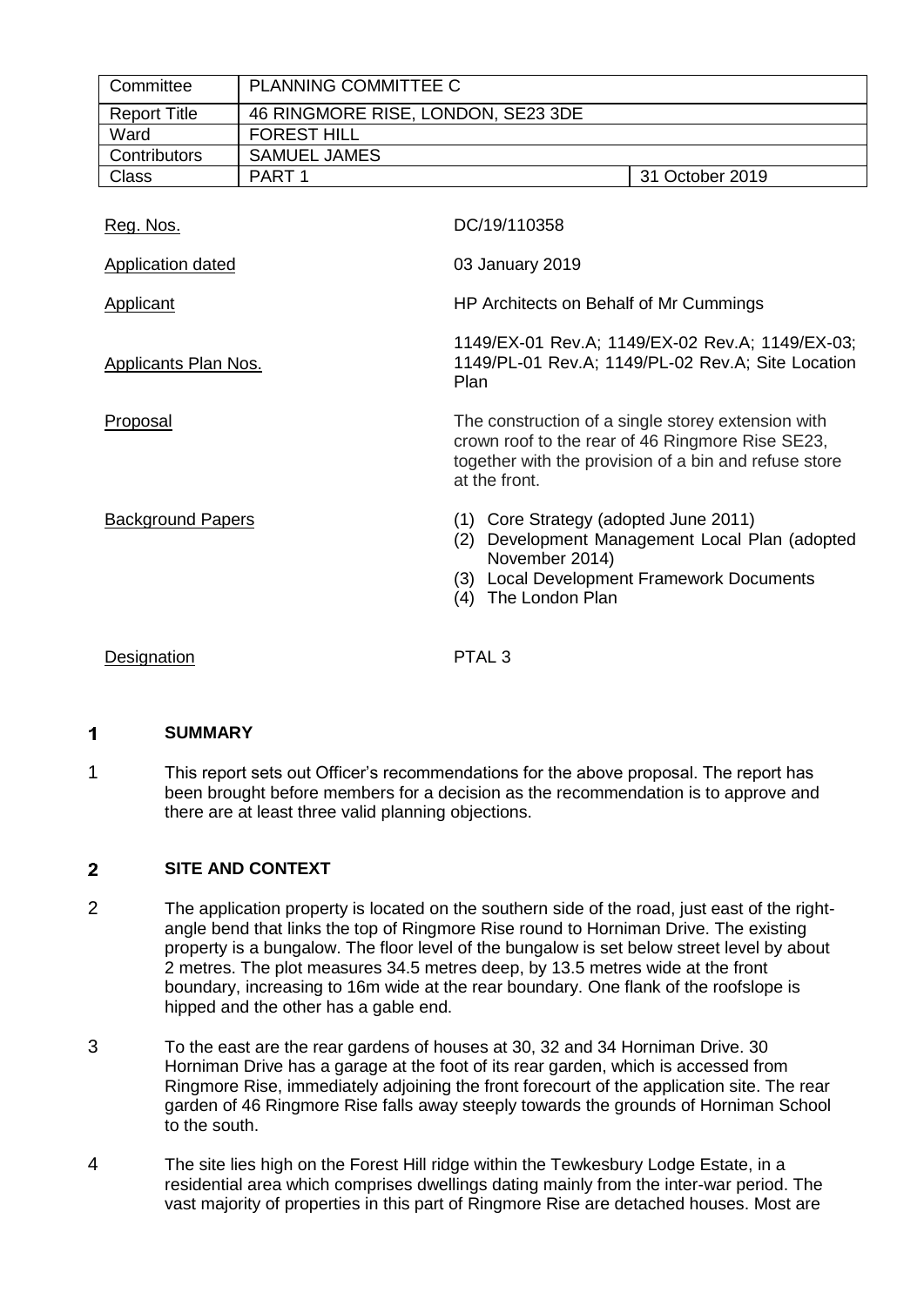| Committee | PLANNING COMMITTEE C | |
|---|---|---|
| Report Title | 46 RINGMORE RISE, LONDON, SE23 3DE | |
| Ward | FOREST HILL | |
| Contributors | SAMUEL JAMES | |
| Class | PART 1 | 31 October 2019 |

| | |
|---|---|
| Reg. Nos. | DC/19/110358 |
| Application dated | 03 January 2019 |
| Applicant | HP Architects on Behalf of Mr Cummings |
| Applicants Plan Nos. | 1149/EX-01 Rev.A; 1149/EX-02 Rev.A; 1149/EX-03; 1149/PL-01 Rev.A; 1149/PL-02 Rev.A; Site Location Plan |
| Proposal | The construction of a single storey extension with crown roof to the rear of 46 Ringmore Rise SE23, together with the provision of a bin and refuse store at the front. |
| Background Papers | (1) Core Strategy (adopted June 2011)<br>(2) Development Management Local Plan (adopted November 2014)<br>(3) Local Development Framework Documents<br>(4) The London Plan |
| Designation | PTAL 3 |

## 1 SUMMARY

1 This report sets out Officer's recommendations for the above proposal. The report has been brought before members for a decision as the recommendation is to approve and there are at least three valid planning objections.

## 2 SITE AND CONTEXT

2 The application property is located on the southern side of the road, just east of the right-angle bend that links the top of Ringmore Rise round to Horniman Drive. The existing property is a bungalow. The floor level of the bungalow is set below street level by about 2 metres. The plot measures 34.5 metres deep, by 13.5 metres wide at the front boundary, increasing to 16m wide at the rear boundary. One flank of the roofslope is hipped and the other has a gable end.

3 To the east are the rear gardens of houses at 30, 32 and 34 Horniman Drive. 30 Horniman Drive has a garage at the foot of its rear garden, which is accessed from Ringmore Rise, immediately adjoining the front forecourt of the application site. The rear garden of 46 Ringmore Rise falls away steeply towards the grounds of Horniman School to the south.

4 The site lies high on the Forest Hill ridge within the Tewkesbury Lodge Estate, in a residential area which comprises dwellings dating mainly from the inter-war period. The vast majority of properties in this part of Ringmore Rise are detached houses. Most are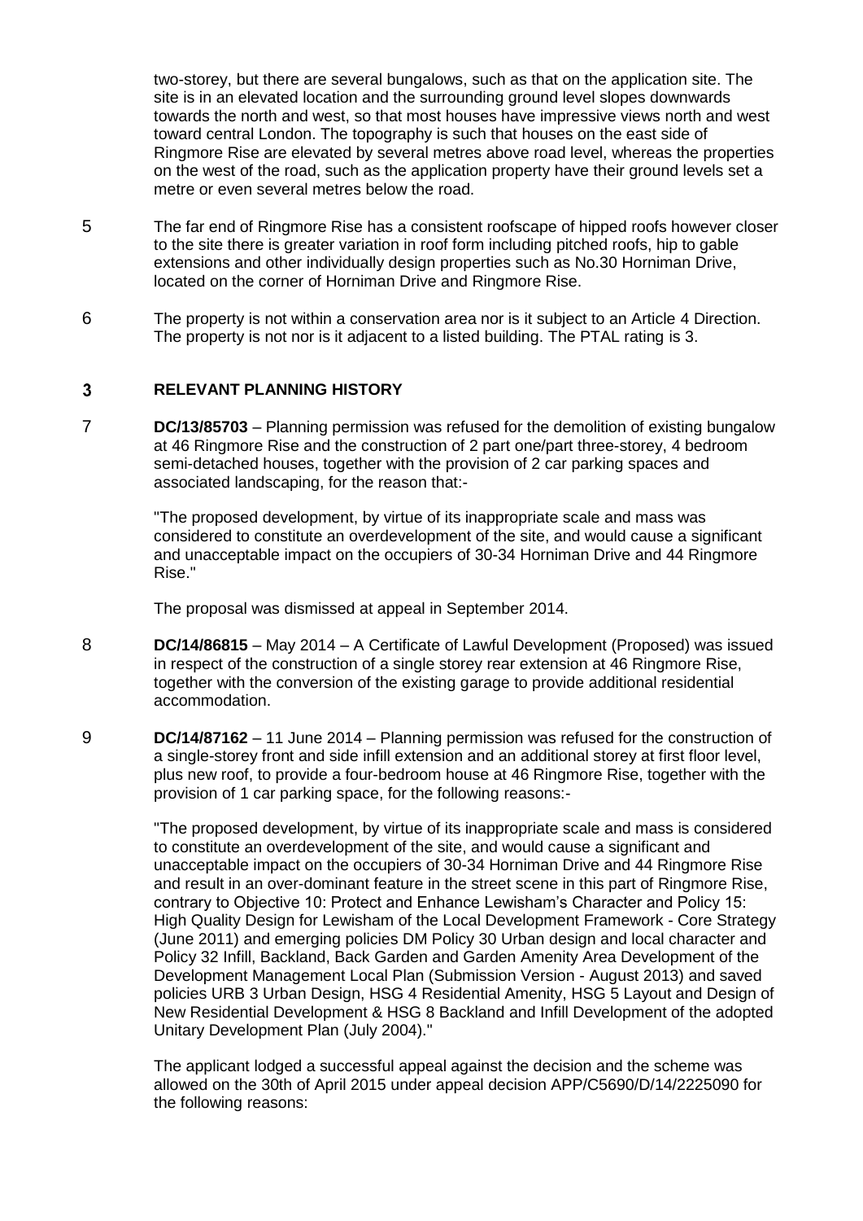two-storey, but there are several bungalows, such as that on the application site. The site is in an elevated location and the surrounding ground level slopes downwards towards the north and west, so that most houses have impressive views north and west toward central London. The topography is such that houses on the east side of Ringmore Rise are elevated by several metres above road level, whereas the properties on the west of the road, such as the application property have their ground levels set a metre or even several metres below the road.

5 The far end of Ringmore Rise has a consistent roofscape of hipped roofs however closer to the site there is greater variation in roof form including pitched roofs, hip to gable extensions and other individually design properties such as No.30 Horniman Drive, located on the corner of Horniman Drive and Ringmore Rise.

6 The property is not within a conservation area nor is it subject to an Article 4 Direction. The property is not nor is it adjacent to a listed building. The PTAL rating is 3.

## 3 RELEVANT PLANNING HISTORY

7 **DC/13/85703** – Planning permission was refused for the demolition of existing bungalow at 46 Ringmore Rise and the construction of 2 part one/part three-storey, 4 bedroom semi-detached houses, together with the provision of 2 car parking spaces and associated landscaping, for the reason that:-

"The proposed development, by virtue of its inappropriate scale and mass was considered to constitute an overdevelopment of the site, and would cause a significant and unacceptable impact on the occupiers of 30-34 Horniman Drive and 44 Ringmore Rise."

The proposal was dismissed at appeal in September 2014.

8 **DC/14/86815** – May 2014 – A Certificate of Lawful Development (Proposed) was issued in respect of the construction of a single storey rear extension at 46 Ringmore Rise, together with the conversion of the existing garage to provide additional residential accommodation.

9 **DC/14/87162** – 11 June 2014 – Planning permission was refused for the construction of a single-storey front and side infill extension and an additional storey at first floor level, plus new roof, to provide a four-bedroom house at 46 Ringmore Rise, together with the provision of 1 car parking space, for the following reasons:-

"The proposed development, by virtue of its inappropriate scale and mass is considered to constitute an overdevelopment of the site, and would cause a significant and unacceptable impact on the occupiers of 30-34 Horniman Drive and 44 Ringmore Rise and result in an over-dominant feature in the street scene in this part of Ringmore Rise, contrary to Objective 10: Protect and Enhance Lewisham's Character and Policy 15: High Quality Design for Lewisham of the Local Development Framework - Core Strategy (June 2011) and emerging policies DM Policy 30 Urban design and local character and Policy 32 Infill, Backland, Back Garden and Garden Amenity Area Development of the Development Management Local Plan (Submission Version - August 2013) and saved policies URB 3 Urban Design, HSG 4 Residential Amenity, HSG 5 Layout and Design of New Residential Development & HSG 8 Backland and Infill Development of the adopted Unitary Development Plan (July 2004)."

The applicant lodged a successful appeal against the decision and the scheme was allowed on the 30th of April 2015 under appeal decision APP/C5690/D/14/2225090 for the following reasons: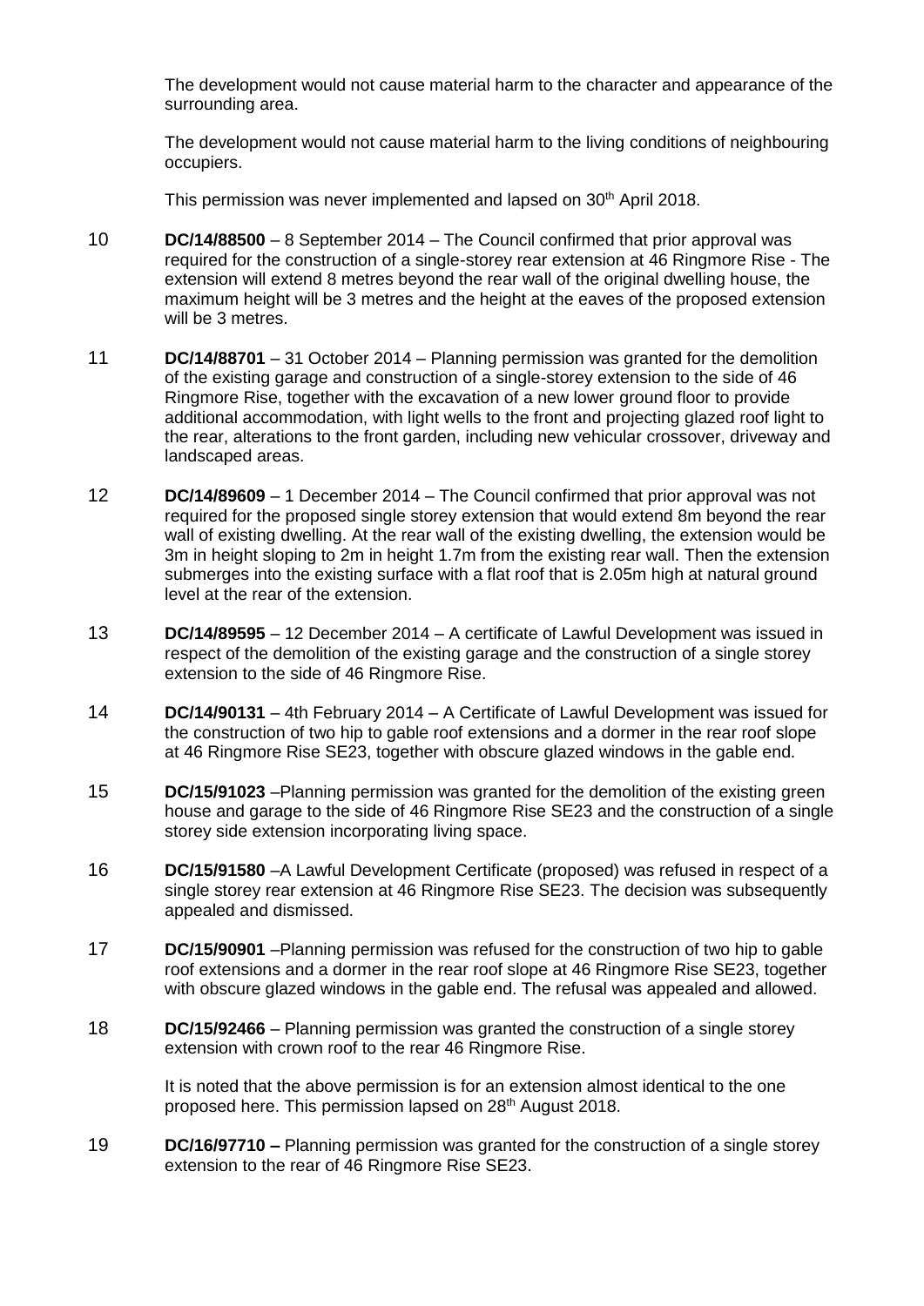The development would not cause material harm to the character and appearance of the surrounding area.

The development would not cause material harm to the living conditions of neighbouring occupiers.

This permission was never implemented and lapsed on 30th April 2018.

10 **DC/14/88500** – 8 September 2014 – The Council confirmed that prior approval was required for the construction of a single-storey rear extension at 46 Ringmore Rise - The extension will extend 8 metres beyond the rear wall of the original dwelling house, the maximum height will be 3 metres and the height at the eaves of the proposed extension will be 3 metres.

11 **DC/14/88701** – 31 October 2014 – Planning permission was granted for the demolition of the existing garage and construction of a single-storey extension to the side of 46 Ringmore Rise, together with the excavation of a new lower ground floor to provide additional accommodation, with light wells to the front and projecting glazed roof light to the rear, alterations to the front garden, including new vehicular crossover, driveway and landscaped areas.

12 **DC/14/89609** – 1 December 2014 – The Council confirmed that prior approval was not required for the proposed single storey extension that would extend 8m beyond the rear wall of existing dwelling. At the rear wall of the existing dwelling, the extension would be 3m in height sloping to 2m in height 1.7m from the existing rear wall. Then the extension submerges into the existing surface with a flat roof that is 2.05m high at natural ground level at the rear of the extension.

13 **DC/14/89595** – 12 December 2014 – A certificate of Lawful Development was issued in respect of the demolition of the existing garage and the construction of a single storey extension to the side of 46 Ringmore Rise.

14 **DC/14/90131** – 4th February 2014 – A Certificate of Lawful Development was issued for the construction of two hip to gable roof extensions and a dormer in the rear roof slope at 46 Ringmore Rise SE23, together with obscure glazed windows in the gable end.

15 **DC/15/91023** –Planning permission was granted for the demolition of the existing green house and garage to the side of 46 Ringmore Rise SE23 and the construction of a single storey side extension incorporating living space.

16 **DC/15/91580** –A Lawful Development Certificate (proposed) was refused in respect of a single storey rear extension at 46 Ringmore Rise SE23. The decision was subsequently appealed and dismissed.

17 **DC/15/90901** –Planning permission was refused for the construction of two hip to gable roof extensions and a dormer in the rear roof slope at 46 Ringmore Rise SE23, together with obscure glazed windows in the gable end. The refusal was appealed and allowed.

18 **DC/15/92466** – Planning permission was granted the construction of a single storey extension with crown roof to the rear 46 Ringmore Rise.

It is noted that the above permission is for an extension almost identical to the one proposed here. This permission lapsed on 28th August 2018.

19 **DC/16/97710 –** Planning permission was granted for the construction of a single storey extension to the rear of 46 Ringmore Rise SE23.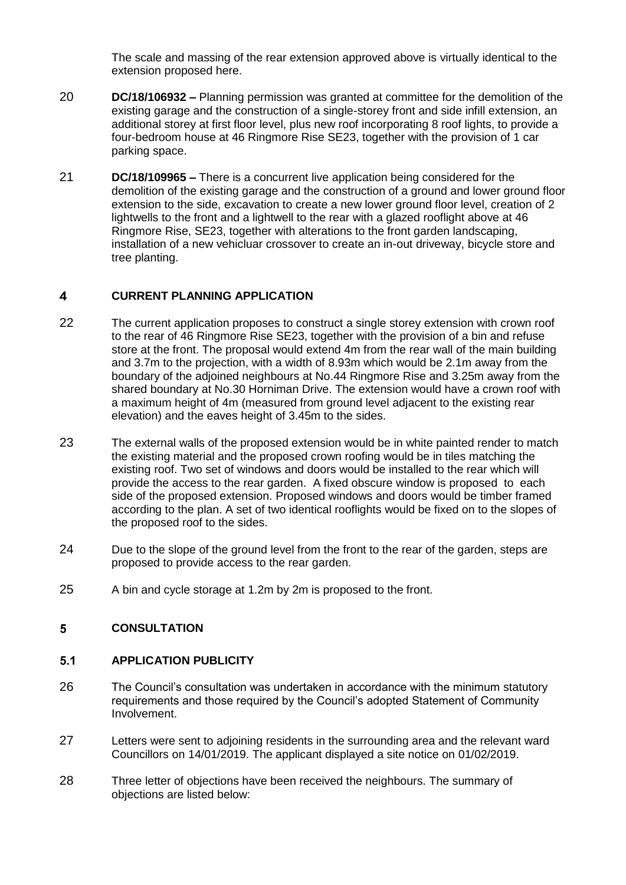The scale and massing of the rear extension approved above is virtually identical to the extension proposed here.

20 **DC/18/106932 –** Planning permission was granted at committee for the demolition of the existing garage and the construction of a single-storey front and side infill extension, an additional storey at first floor level, plus new roof incorporating 8 roof lights, to provide a four-bedroom house at 46 Ringmore Rise SE23, together with the provision of 1 car parking space.

21 **DC/18/109965 –** There is a concurrent live application being considered for the demolition of the existing garage and the construction of a ground and lower ground floor extension to the side, excavation to create a new lower ground floor level, creation of 2 lightwells to the front and a lightwell to the rear with a glazed rooflight above at 46 Ringmore Rise, SE23, together with alterations to the front garden landscaping, installation of a new vehicluar crossover to create an in-out driveway, bicycle store and tree planting.

## 4 CURRENT PLANNING APPLICATION

22 The current application proposes to construct a single storey extension with crown roof to the rear of 46 Ringmore Rise SE23, together with the provision of a bin and refuse store at the front. The proposal would extend 4m from the rear wall of the main building and 3.7m to the projection, with a width of 8.93m which would be 2.1m away from the boundary of the adjoined neighbours at No.44 Ringmore Rise and 3.25m away from the shared boundary at No.30 Horniman Drive. The extension would have a crown roof with a maximum height of 4m (measured from ground level adjacent to the existing rear elevation) and the eaves height of 3.45m to the sides.

23 The external walls of the proposed extension would be in white painted render to match the existing material and the proposed crown roofing would be in tiles matching the existing roof. Two set of windows and doors would be installed to the rear which will provide the access to the rear garden. A fixed obscure window is proposed to each side of the proposed extension. Proposed windows and doors would be timber framed according to the plan. A set of two identical rooflights would be fixed on to the slopes of the proposed roof to the sides.

24 Due to the slope of the ground level from the front to the rear of the garden, steps are proposed to provide access to the rear garden.

25 A bin and cycle storage at 1.2m by 2m is proposed to the front.

## 5 CONSULTATION

### 5.1 APPLICATION PUBLICITY

26 The Council's consultation was undertaken in accordance with the minimum statutory requirements and those required by the Council's adopted Statement of Community Involvement.

27 Letters were sent to adjoining residents in the surrounding area and the relevant ward Councillors on 14/01/2019. The applicant displayed a site notice on 01/02/2019.

28 Three letter of objections have been received the neighbours. The summary of objections are listed below: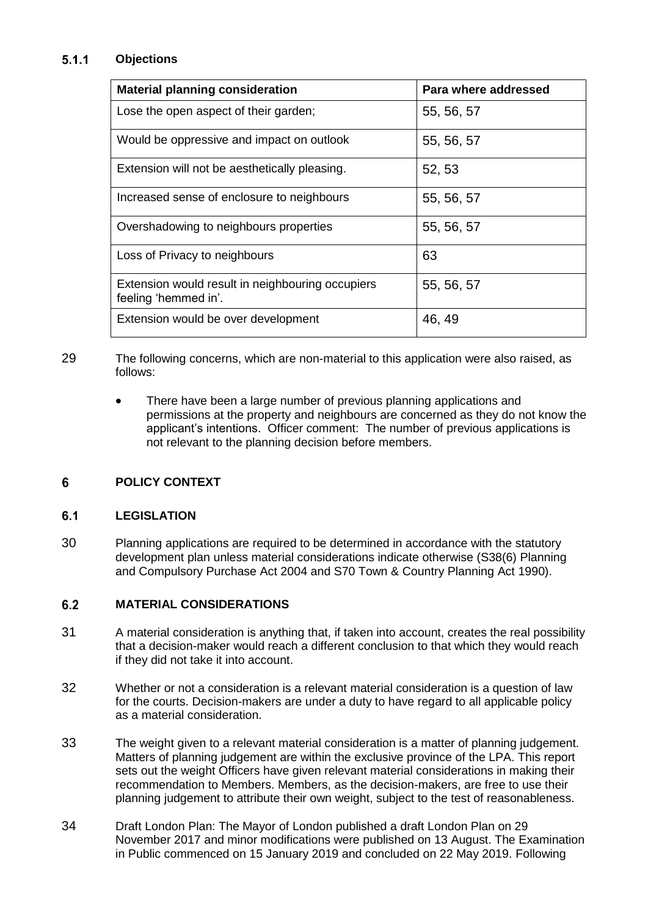#### 5.1.1 Objections

| Material planning consideration | Para where addressed |
| --- | --- |
| Lose the open aspect of their garden; | 55, 56, 57 |
| Would be oppressive and impact on outlook | 55, 56, 57 |
| Extension will not be aesthetically pleasing. | 52, 53 |
| Increased sense of enclosure to neighbours | 55, 56, 57 |
| Overshadowing to neighbours properties | 55, 56, 57 |
| Loss of Privacy to neighbours | 63 |
| Extension would result in neighbouring occupiers feeling 'hemmed in'. | 55, 56, 57 |
| Extension would be over development | 46, 49 |

29 The following concerns, which are non-material to this application were also raised, as follows:

- There have been a large number of previous planning applications and permissions at the property and neighbours are concerned as they do not know the applicant's intentions. Officer comment: The number of previous applications is not relevant to the planning decision before members.

## 6 POLICY CONTEXT

### 6.1 LEGISLATION

30 Planning applications are required to be determined in accordance with the statutory development plan unless material considerations indicate otherwise (S38(6) Planning and Compulsory Purchase Act 2004 and S70 Town & Country Planning Act 1990).

### 6.2 MATERIAL CONSIDERATIONS

31 A material consideration is anything that, if taken into account, creates the real possibility that a decision-maker would reach a different conclusion to that which they would reach if they did not take it into account.

32 Whether or not a consideration is a relevant material consideration is a question of law for the courts. Decision-makers are under a duty to have regard to all applicable policy as a material consideration.

33 The weight given to a relevant material consideration is a matter of planning judgement. Matters of planning judgement are within the exclusive province of the LPA. This report sets out the weight Officers have given relevant material considerations in making their recommendation to Members. Members, as the decision-makers, are free to use their planning judgement to attribute their own weight, subject to the test of reasonableness.

34 Draft London Plan: The Mayor of London published a draft London Plan on 29 November 2017 and minor modifications were published on 13 August. The Examination in Public commenced on 15 January 2019 and concluded on 22 May 2019. Following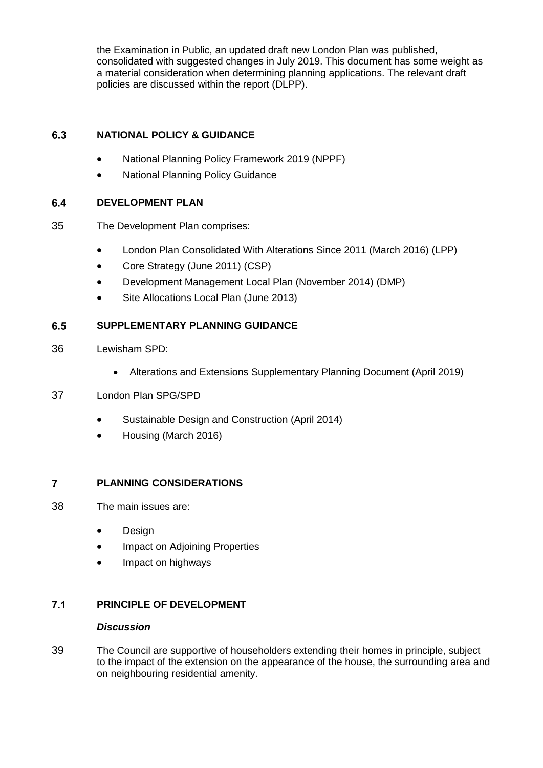the Examination in Public, an updated draft new London Plan was published, consolidated with suggested changes in July 2019. This document has some weight as a material consideration when determining planning applications. The relevant draft policies are discussed within the report (DLPP).

## 6.3 NATIONAL POLICY & GUIDANCE

- National Planning Policy Framework 2019 (NPPF)
- National Planning Policy Guidance

## 6.4 DEVELOPMENT PLAN

35 The Development Plan comprises:

- London Plan Consolidated With Alterations Since 2011 (March 2016) (LPP)
- Core Strategy (June 2011) (CSP)
- Development Management Local Plan (November 2014) (DMP)
- Site Allocations Local Plan (June 2013)

## 6.5 SUPPLEMENTARY PLANNING GUIDANCE

36 Lewisham SPD:

- Alterations and Extensions Supplementary Planning Document (April 2019)

37 London Plan SPG/SPD

- Sustainable Design and Construction (April 2014)
- Housing (March 2016)

# 7 PLANNING CONSIDERATIONS

38 The main issues are:

- Design
- Impact on Adjoining Properties
- Impact on highways

## 7.1 PRINCIPLE OF DEVELOPMENT

***Discussion***

39 The Council are supportive of householders extending their homes in principle, subject to the impact of the extension on the appearance of the house, the surrounding area and on neighbouring residential amenity.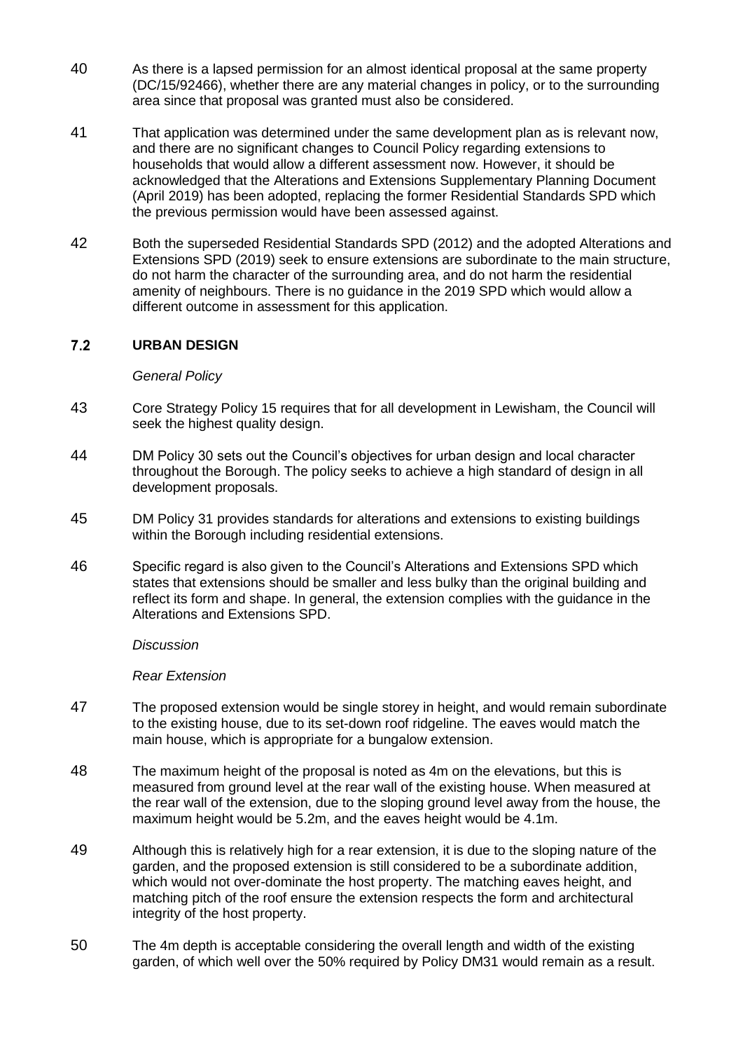40 As there is a lapsed permission for an almost identical proposal at the same property (DC/15/92466), whether there are any material changes in policy, or to the surrounding area since that proposal was granted must also be considered.

41 That application was determined under the same development plan as is relevant now, and there are no significant changes to Council Policy regarding extensions to households that would allow a different assessment now. However, it should be acknowledged that the Alterations and Extensions Supplementary Planning Document (April 2019) has been adopted, replacing the former Residential Standards SPD which the previous permission would have been assessed against.

42 Both the superseded Residential Standards SPD (2012) and the adopted Alterations and Extensions SPD (2019) seek to ensure extensions are subordinate to the main structure, do not harm the character of the surrounding area, and do not harm the residential amenity of neighbours. There is no guidance in the 2019 SPD which would allow a different outcome in assessment for this application.

## 7.2 URBAN DESIGN

*General Policy*

43 Core Strategy Policy 15 requires that for all development in Lewisham, the Council will seek the highest quality design.

44 DM Policy 30 sets out the Council's objectives for urban design and local character throughout the Borough. The policy seeks to achieve a high standard of design in all development proposals.

45 DM Policy 31 provides standards for alterations and extensions to existing buildings within the Borough including residential extensions.

46 Specific regard is also given to the Council's Alterations and Extensions SPD which states that extensions should be smaller and less bulky than the original building and reflect its form and shape. In general, the extension complies with the guidance in the Alterations and Extensions SPD.

*Discussion*

*Rear Extension*

47 The proposed extension would be single storey in height, and would remain subordinate to the existing house, due to its set-down roof ridgeline. The eaves would match the main house, which is appropriate for a bungalow extension.

48 The maximum height of the proposal is noted as 4m on the elevations, but this is measured from ground level at the rear wall of the existing house. When measured at the rear wall of the extension, due to the sloping ground level away from the house, the maximum height would be 5.2m, and the eaves height would be 4.1m.

49 Although this is relatively high for a rear extension, it is due to the sloping nature of the garden, and the proposed extension is still considered to be a subordinate addition, which would not over-dominate the host property. The matching eaves height, and matching pitch of the roof ensure the extension respects the form and architectural integrity of the host property.

50 The 4m depth is acceptable considering the overall length and width of the existing garden, of which well over the 50% required by Policy DM31 would remain as a result.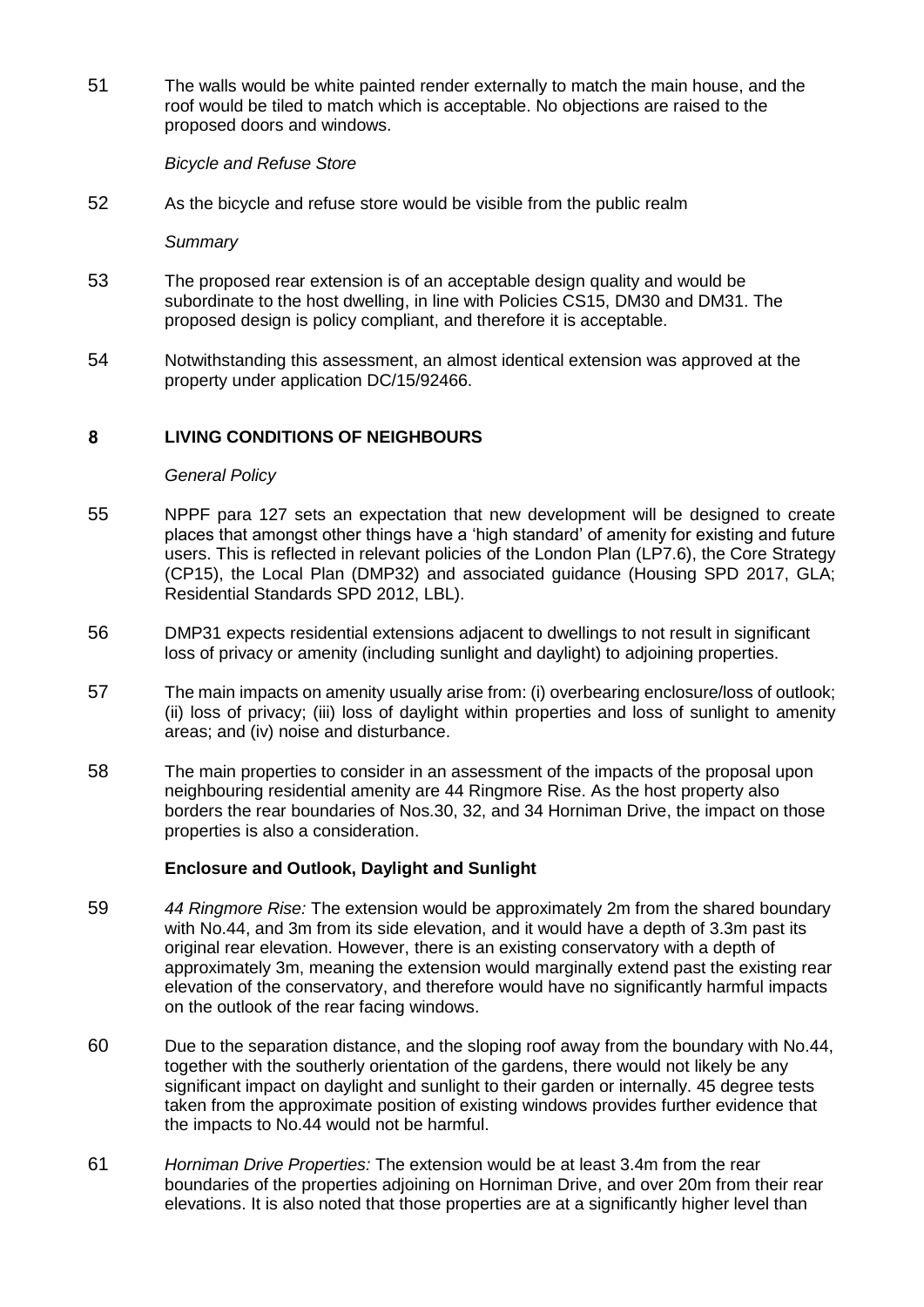51 The walls would be white painted render externally to match the main house, and the roof would be tiled to match which is acceptable. No objections are raised to the proposed doors and windows.

*Bicycle and Refuse Store*

52 As the bicycle and refuse store would be visible from the public realm

*Summary*

53 The proposed rear extension is of an acceptable design quality and would be subordinate to the host dwelling, in line with Policies CS15, DM30 and DM31. The proposed design is policy compliant, and therefore it is acceptable.

54 Notwithstanding this assessment, an almost identical extension was approved at the property under application DC/15/92466.

## 8 LIVING CONDITIONS OF NEIGHBOURS

*General Policy*

55 NPPF para 127 sets an expectation that new development will be designed to create places that amongst other things have a 'high standard' of amenity for existing and future users. This is reflected in relevant policies of the London Plan (LP7.6), the Core Strategy (CP15), the Local Plan (DMP32) and associated guidance (Housing SPD 2017, GLA; Residential Standards SPD 2012, LBL).

56 DMP31 expects residential extensions adjacent to dwellings to not result in significant loss of privacy or amenity (including sunlight and daylight) to adjoining properties.

57 The main impacts on amenity usually arise from: (i) overbearing enclosure/loss of outlook; (ii) loss of privacy; (iii) loss of daylight within properties and loss of sunlight to amenity areas; and (iv) noise and disturbance.

58 The main properties to consider in an assessment of the impacts of the proposal upon neighbouring residential amenity are 44 Ringmore Rise. As the host property also borders the rear boundaries of Nos.30, 32, and 34 Horniman Drive, the impact on those properties is also a consideration.

### Enclosure and Outlook, Daylight and Sunlight

59 *44 Ringmore Rise:* The extension would be approximately 2m from the shared boundary with No.44, and 3m from its side elevation, and it would have a depth of 3.3m past its original rear elevation. However, there is an existing conservatory with a depth of approximately 3m, meaning the extension would marginally extend past the existing rear elevation of the conservatory, and therefore would have no significantly harmful impacts on the outlook of the rear facing windows.

60 Due to the separation distance, and the sloping roof away from the boundary with No.44, together with the southerly orientation of the gardens, there would not likely be any significant impact on daylight and sunlight to their garden or internally. 45 degree tests taken from the approximate position of existing windows provides further evidence that the impacts to No.44 would not be harmful.

61 *Horniman Drive Properties:* The extension would be at least 3.4m from the rear boundaries of the properties adjoining on Horniman Drive, and over 20m from their rear elevations. It is also noted that those properties are at a significantly higher level than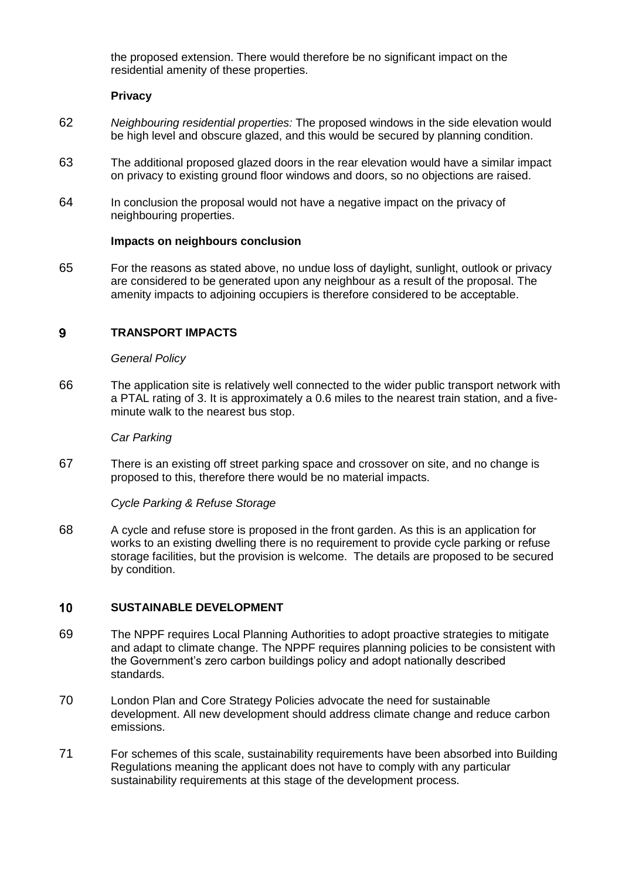the proposed extension. There would therefore be no significant impact on the residential amenity of these properties.

**Privacy**

62 *Neighbouring residential properties:* The proposed windows in the side elevation would be high level and obscure glazed, and this would be secured by planning condition.

63 The additional proposed glazed doors in the rear elevation would have a similar impact on privacy to existing ground floor windows and doors, so no objections are raised.

64 In conclusion the proposal would not have a negative impact on the privacy of neighbouring properties.

**Impacts on neighbours conclusion**

65 For the reasons as stated above, no undue loss of daylight, sunlight, outlook or privacy are considered to be generated upon any neighbour as a result of the proposal. The amenity impacts to adjoining occupiers is therefore considered to be acceptable.

## 9 TRANSPORT IMPACTS

*General Policy*

66 The application site is relatively well connected to the wider public transport network with a PTAL rating of 3. It is approximately a 0.6 miles to the nearest train station, and a five-minute walk to the nearest bus stop.

*Car Parking*

67 There is an existing off street parking space and crossover on site, and no change is proposed to this, therefore there would be no material impacts.

*Cycle Parking & Refuse Storage*

68 A cycle and refuse store is proposed in the front garden. As this is an application for works to an existing dwelling there is no requirement to provide cycle parking or refuse storage facilities, but the provision is welcome. The details are proposed to be secured by condition.

## 10 SUSTAINABLE DEVELOPMENT

69 The NPPF requires Local Planning Authorities to adopt proactive strategies to mitigate and adapt to climate change. The NPPF requires planning policies to be consistent with the Government's zero carbon buildings policy and adopt nationally described standards.

70 London Plan and Core Strategy Policies advocate the need for sustainable development. All new development should address climate change and reduce carbon emissions.

71 For schemes of this scale, sustainability requirements have been absorbed into Building Regulations meaning the applicant does not have to comply with any particular sustainability requirements at this stage of the development process.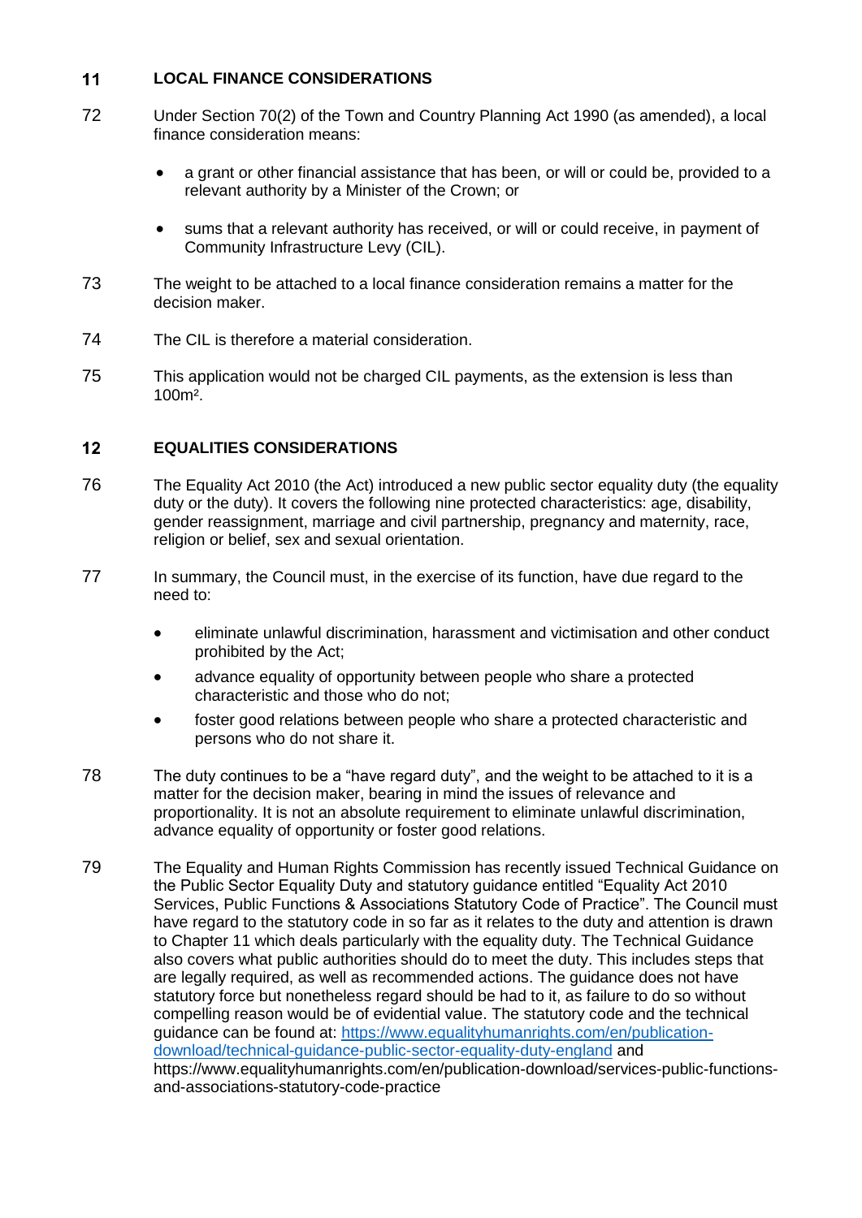## 11 LOCAL FINANCE CONSIDERATIONS

72 Under Section 70(2) of the Town and Country Planning Act 1990 (as amended), a local finance consideration means:

- a grant or other financial assistance that has been, or will or could be, provided to a relevant authority by a Minister of the Crown; or
- sums that a relevant authority has received, or will or could receive, in payment of Community Infrastructure Levy (CIL).

73 The weight to be attached to a local finance consideration remains a matter for the decision maker.

74 The CIL is therefore a material consideration.

75 This application would not be charged CIL payments, as the extension is less than 100m².

## 12 EQUALITIES CONSIDERATIONS

76 The Equality Act 2010 (the Act) introduced a new public sector equality duty (the equality duty or the duty). It covers the following nine protected characteristics: age, disability, gender reassignment, marriage and civil partnership, pregnancy and maternity, race, religion or belief, sex and sexual orientation.

77 In summary, the Council must, in the exercise of its function, have due regard to the need to:

- eliminate unlawful discrimination, harassment and victimisation and other conduct prohibited by the Act;
- advance equality of opportunity between people who share a protected characteristic and those who do not;
- foster good relations between people who share a protected characteristic and persons who do not share it.

78 The duty continues to be a "have regard duty", and the weight to be attached to it is a matter for the decision maker, bearing in mind the issues of relevance and proportionality. It is not an absolute requirement to eliminate unlawful discrimination, advance equality of opportunity or foster good relations.

79 The Equality and Human Rights Commission has recently issued Technical Guidance on the Public Sector Equality Duty and statutory guidance entitled "Equality Act 2010 Services, Public Functions & Associations Statutory Code of Practice". The Council must have regard to the statutory code in so far as it relates to the duty and attention is drawn to Chapter 11 which deals particularly with the equality duty. The Technical Guidance also covers what public authorities should do to meet the duty. This includes steps that are legally required, as well as recommended actions. The guidance does not have statutory force but nonetheless regard should be had to it, as failure to do so without compelling reason would be of evidential value. The statutory code and the technical guidance can be found at: [https://www.equalityhumanrights.com/en/publication-download/technical-guidance-public-sector-equality-duty-england](https://www.equalityhumanrights.com/en/publication-download/technical-guidance-public-sector-equality-duty-england) and https://www.equalityhumanrights.com/en/publication-download/services-public-functions-and-associations-statutory-code-practice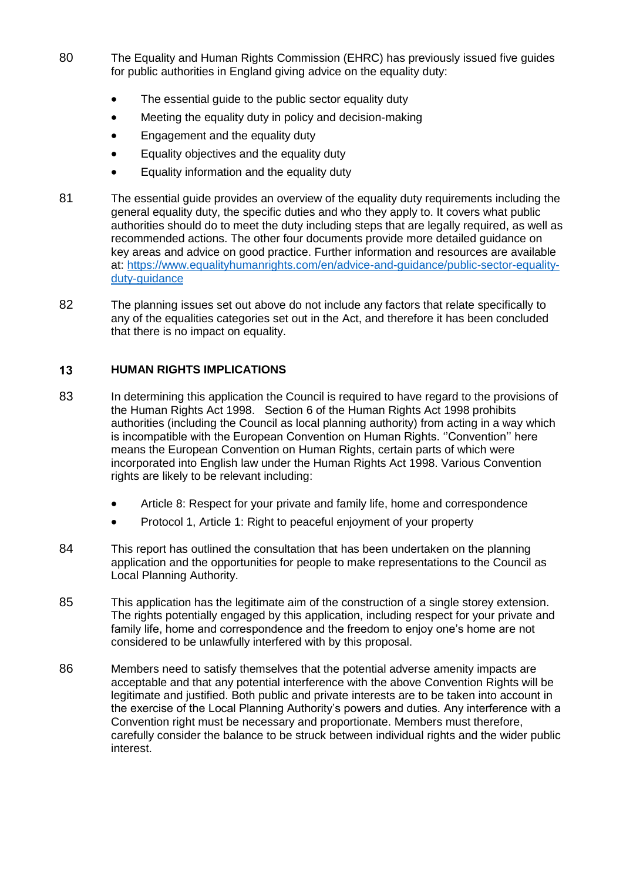80 The Equality and Human Rights Commission (EHRC) has previously issued five guides for public authorities in England giving advice on the equality duty:

- The essential guide to the public sector equality duty
- Meeting the equality duty in policy and decision-making
- Engagement and the equality duty
- Equality objectives and the equality duty
- Equality information and the equality duty

81 The essential guide provides an overview of the equality duty requirements including the general equality duty, the specific duties and who they apply to. It covers what public authorities should do to meet the duty including steps that are legally required, as well as recommended actions. The other four documents provide more detailed guidance on key areas and advice on good practice. Further information and resources are available at: [https://www.equalityhumanrights.com/en/advice-and-guidance/public-sector-equality-duty-guidance](https://www.equalityhumanrights.com/en/advice-and-guidance/public-sector-equality-duty-guidance)

82 The planning issues set out above do not include any factors that relate specifically to any of the equalities categories set out in the Act, and therefore it has been concluded that there is no impact on equality.

## 13 HUMAN RIGHTS IMPLICATIONS

83 In determining this application the Council is required to have regard to the provisions of the Human Rights Act 1998. Section 6 of the Human Rights Act 1998 prohibits authorities (including the Council as local planning authority) from acting in a way which is incompatible with the European Convention on Human Rights. ''Convention'' here means the European Convention on Human Rights, certain parts of which were incorporated into English law under the Human Rights Act 1998. Various Convention rights are likely to be relevant including:

- Article 8: Respect for your private and family life, home and correspondence
- Protocol 1, Article 1: Right to peaceful enjoyment of your property

84 This report has outlined the consultation that has been undertaken on the planning application and the opportunities for people to make representations to the Council as Local Planning Authority.

85 This application has the legitimate aim of the construction of a single storey extension. The rights potentially engaged by this application, including respect for your private and family life, home and correspondence and the freedom to enjoy one's home are not considered to be unlawfully interfered with by this proposal.

86 Members need to satisfy themselves that the potential adverse amenity impacts are acceptable and that any potential interference with the above Convention Rights will be legitimate and justified. Both public and private interests are to be taken into account in the exercise of the Local Planning Authority's powers and duties. Any interference with a Convention right must be necessary and proportionate. Members must therefore, carefully consider the balance to be struck between individual rights and the wider public interest.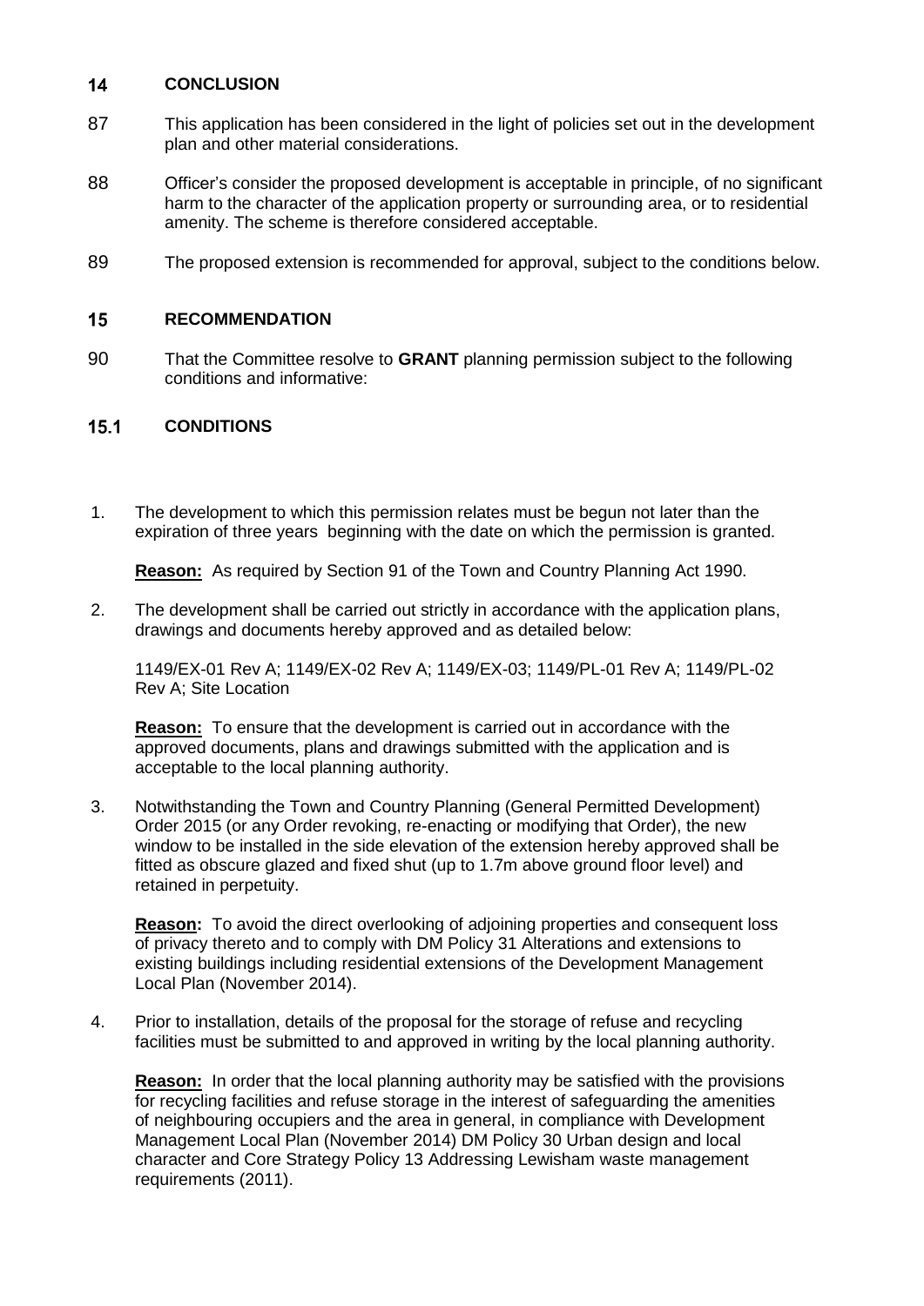## 14 CONCLUSION

87 This application has been considered in the light of policies set out in the development plan and other material considerations.

88 Officer's consider the proposed development is acceptable in principle, of no significant harm to the character of the application property or surrounding area, or to residential amenity. The scheme is therefore considered acceptable.

89 The proposed extension is recommended for approval, subject to the conditions below.

## 15 RECOMMENDATION

90 That the Committee resolve to **GRANT** planning permission subject to the following conditions and informative:

### 15.1 CONDITIONS

1. The development to which this permission relates must be begun not later than the expiration of three years beginning with the date on which the permission is granted.

   **Reason:** As required by Section 91 of the Town and Country Planning Act 1990.

2. The development shall be carried out strictly in accordance with the application plans, drawings and documents hereby approved and as detailed below:

   1149/EX-01 Rev A; 1149/EX-02 Rev A; 1149/EX-03; 1149/PL-01 Rev A; 1149/PL-02 Rev A; Site Location

   **Reason:** To ensure that the development is carried out in accordance with the approved documents, plans and drawings submitted with the application and is acceptable to the local planning authority.

3. Notwithstanding the Town and Country Planning (General Permitted Development) Order 2015 (or any Order revoking, re-enacting or modifying that Order), the new window to be installed in the side elevation of the extension hereby approved shall be fitted as obscure glazed and fixed shut (up to 1.7m above ground floor level) and retained in perpetuity.

   **Reason:** To avoid the direct overlooking of adjoining properties and consequent loss of privacy thereto and to comply with DM Policy 31 Alterations and extensions to existing buildings including residential extensions of the Development Management Local Plan (November 2014).

4. Prior to installation, details of the proposal for the storage of refuse and recycling facilities must be submitted to and approved in writing by the local planning authority.

   **Reason:** In order that the local planning authority may be satisfied with the provisions for recycling facilities and refuse storage in the interest of safeguarding the amenities of neighbouring occupiers and the area in general, in compliance with Development Management Local Plan (November 2014) DM Policy 30 Urban design and local character and Core Strategy Policy 13 Addressing Lewisham waste management requirements (2011).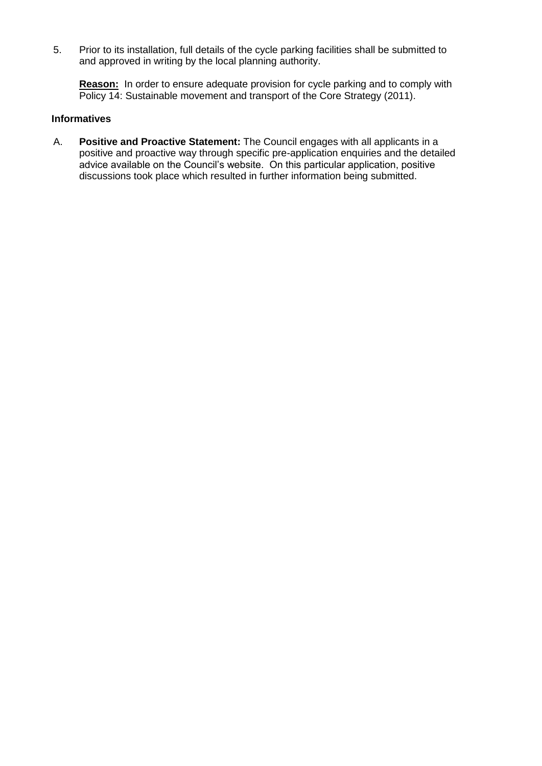5. Prior to its installation, full details of the cycle parking facilities shall be submitted to and approved in writing by the local planning authority.

   **Reason:** In order to ensure adequate provision for cycle parking and to comply with Policy 14: Sustainable movement and transport of the Core Strategy (2011).

**Informatives**

A. **Positive and Proactive Statement:** The Council engages with all applicants in a positive and proactive way through specific pre-application enquiries and the detailed advice available on the Council's website. On this particular application, positive discussions took place which resulted in further information being submitted.